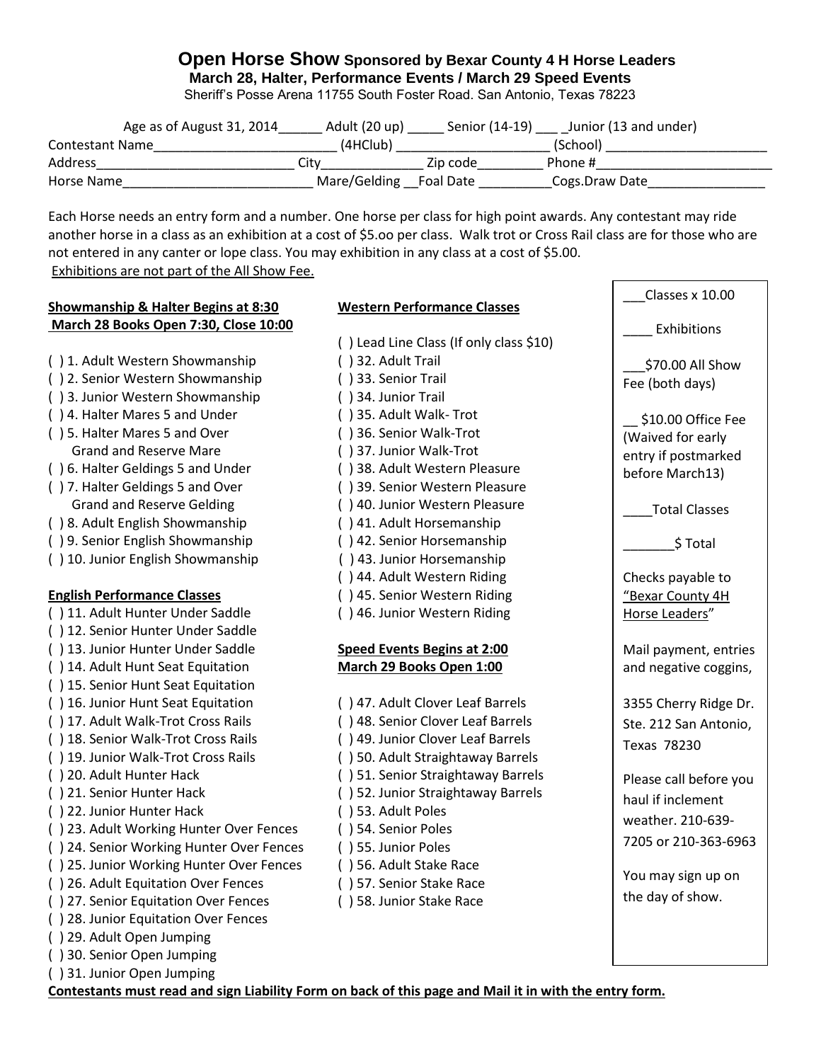# Open Horse Show Sponsored by Bexar County 4 H Horse Leaders

**March 28, Halter, Performance Events / March 29 Speed Events**

Sheriff's Posse Arena 11755 South Foster Road. San Antonio, Texas 78223

Age as of August 31, 2014______ Adult (20 up) _____ Senior (14-19) ___ _Junior (13 and under)

Contestant Name_________________________ (4HClub) _____________________ (School) ______________________

Address___________________________ City______________ Zip code_________ Phone #________________________

Horse Name__________________________ Mare/Gelding __Foal Date __________Cogs.Draw Date________________

Each Horse needs an entry form and a number. One horse per class for high point awards. Any contestant may ride another horse in a class as an exhibition at a cost of $5.oo per class. Walk trot or Cross Rail class are for those who are not entered in any canter or lope class. You may exhibition in any class at a cost of $5.00.
<u>Exhibitions are not part of the All Show Fee.</u>

**<u>Showmanship & Halter Begins at 8:30</u>**
**<u>March 28 Books Open 7:30, Close 10:00</u>**

( ) 1. Adult Western Showmanship
( ) 2. Senior Western Showmanship
( ) 3. Junior Western Showmanship
( ) 4. Halter Mares 5 and Under
( ) 5. Halter Mares 5 and Over
Grand and Reserve Mare
( ) 6. Halter Geldings 5 and Under
( ) 7. Halter Geldings 5 and Over
Grand and Reserve Gelding
( ) 8. Adult English Showmanship
( ) 9. Senior English Showmanship
( ) 10. Junior English Showmanship

**<u>English Performance Classes</u>**

( ) 11. Adult Hunter Under Saddle
( ) 12. Senior Hunter Under Saddle
( ) 13. Junior Hunter Under Saddle
( ) 14. Adult Hunt Seat Equitation
( ) 15. Senior Hunt Seat Equitation
( ) 16. Junior Hunt Seat Equitation
( ) 17. Adult Walk-Trot Cross Rails
( ) 18. Senior Walk-Trot Cross Rails
( ) 19. Junior Walk-Trot Cross Rails
( ) 20. Adult Hunter Hack
( ) 21. Senior Hunter Hack
( ) 22. Junior Hunter Hack
( ) 23. Adult Working Hunter Over Fences
( ) 24. Senior Working Hunter Over Fences
( ) 25. Junior Working Hunter Over Fences
( ) 26. Adult Equitation Over Fences
( ) 27. Senior Equitation Over Fences
( ) 28. Junior Equitation Over Fences
( ) 29. Adult Open Jumping
( ) 30. Senior Open Jumping
( ) 31. Junior Open Jumping

**<u>Western Performance Classes</u>**

( ) Lead Line Class (If only class $10)
( ) 32. Adult Trail
( ) 33. Senior Trail
( ) 34. Junior Trail
( ) 35. Adult Walk- Trot
( ) 36. Senior Walk-Trot
( ) 37. Junior Walk-Trot
( ) 38. Adult Western Pleasure
( ) 39. Senior Western Pleasure
( ) 40. Junior Western Pleasure
( ) 41. Adult Horsemanship
( ) 42. Senior Horsemanship
( ) 43. Junior Horsemanship
( ) 44. Adult Western Riding
( ) 45. Senior Western Riding
( ) 46. Junior Western Riding

**<u>Speed Events Begins at 2:00</u>**
**<u>March 29 Books Open 1:00</u>**

( ) 47. Adult Clover Leaf Barrels
( ) 48. Senior Clover Leaf Barrels
( ) 49. Junior Clover Leaf Barrels
( ) 50. Adult Straightaway Barrels
( ) 51. Senior Straightaway Barrels
( ) 52. Junior Straightaway Barrels
( ) 53. Adult Poles
( ) 54. Senior Poles
( ) 55. Junior Poles
( ) 56. Adult Stake Race
( ) 57. Senior Stake Race
( ) 58. Junior Stake Race

___Classes x 10.00

____ Exhibitions

___$70.00 All Show Fee (both days)

__ $10.00 Office Fee (Waived for early entry if postmarked before March13)

____Total Classes

_______$ Total

Checks payable to "<u>Bexar County 4H Horse Leaders</u>"

Mail payment, entries and negative coggins,

3355 Cherry Ridge Dr. Ste. 212 San Antonio, Texas 78230

Please call before you haul if inclement weather. 210-639-7205 or 210-363-6963

You may sign up on the day of show.

**<u>Contestants must read and sign Liability Form on back of this page and Mail it in with the entry form.</u>**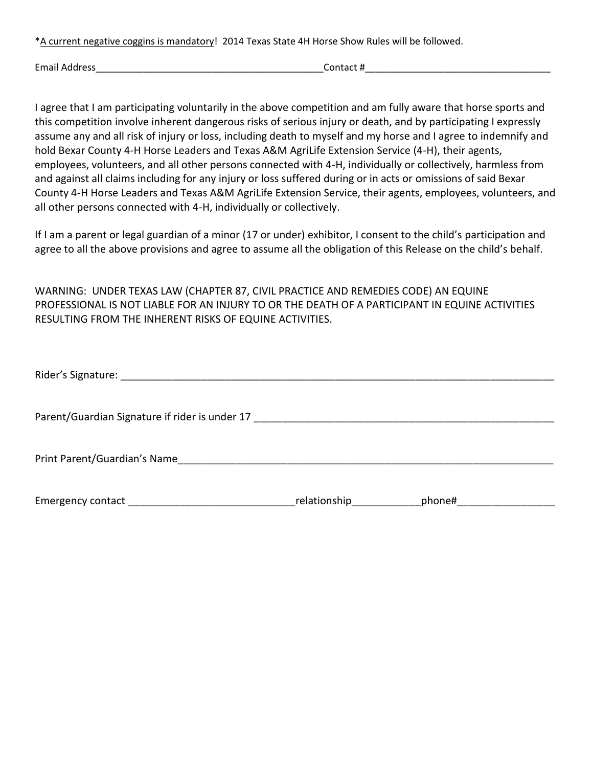*<u>A current negative coggins is mandatory</u>! 2014 Texas State 4H Horse Show Rules will be followed.

Email Address____________________________________________Contact #___________________________________

I agree that I am participating voluntarily in the above competition and am fully aware that horse sports and this competition involve inherent dangerous risks of serious injury or death, and by participating I expressly assume any and all risk of injury or loss, including death to myself and my horse and I agree to indemnify and hold Bexar County 4-H Horse Leaders and Texas A&M AgriLife Extension Service (4-H), their agents, employees, volunteers, and all other persons connected with 4-H, individually or collectively, harmless from and against all claims including for any injury or loss suffered during or in acts or omissions of said Bexar County 4-H Horse Leaders and Texas A&M AgriLife Extension Service, their agents, employees, volunteers, and all other persons connected with 4-H, individually or collectively.

If I am a parent or legal guardian of a minor (17 or under) exhibitor, I consent to the child's participation and agree to all the above provisions and agree to assume all the obligation of this Release on the child's behalf.

WARNING: UNDER TEXAS LAW (CHAPTER 87, CIVIL PRACTICE AND REMEDIES CODE) AN EQUINE PROFESSIONAL IS NOT LIABLE FOR AN INJURY TO OR THE DEATH OF A PARTICIPANT IN EQUINE ACTIVITIES RESULTING FROM THE INHERENT RISKS OF EQUINE ACTIVITIES.

Rider's Signature: ______________________________________________________________________________

Parent/Guardian Signature if rider is under 17 ______________________________________________________

Print Parent/Guardian's Name____________________________________________________________________

Emergency contact _____________________________relationship____________phone#_________________